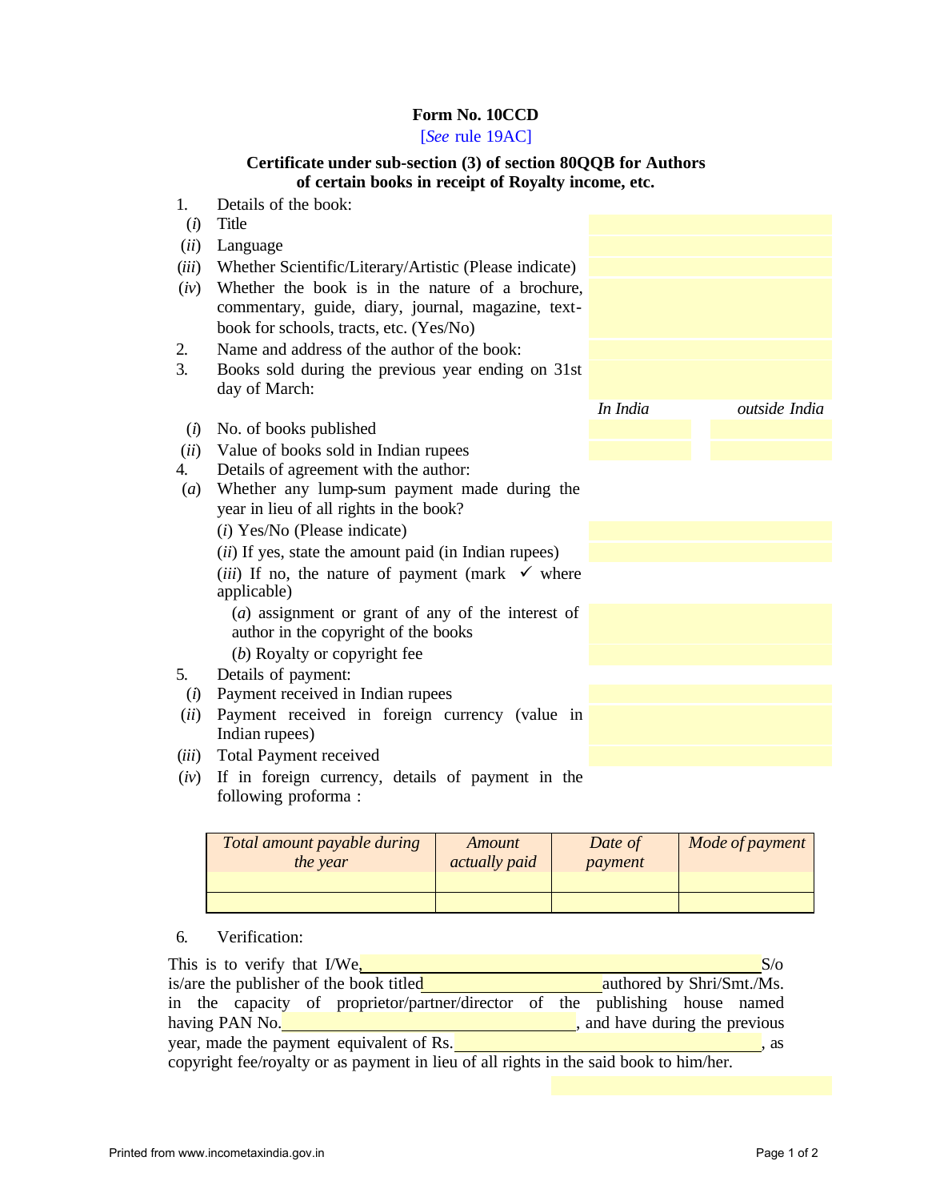**Form No. 10CCD**

[*See* rule 19AC]

**Certificate under sub-section (3) of section 80QQB for Authors of certain books in receipt of Royalty income, etc.**

1. Details of the book:
   - (*i*) Title
   - (*ii*) Language
   - (*iii*) Whether Scientific/Literary/Artistic (Please indicate)
   - (*iv*) Whether the book is in the nature of a brochure, commentary, guide, diary, journal, magazine, text-book for schools, tracts, etc. (Yes/No)
2. Name and address of the author of the book:
3. Books sold during the previous year ending on 31st day of March:

| | *In India* | *outside India* |
|---|---|---|
| (*i*) No. of books published | | |
| (*ii*) Value of books sold in Indian rupees | | |

4. Details of agreement with the author:
   - (*a*) Whether any lump-sum payment made during the year in lieu of all rights in the book?
     - (*i*) Yes/No (Please indicate)
     - (*ii*) If yes, state the amount paid (in Indian rupees)
     - (*iii*) If no, the nature of payment (mark ✓ where applicable)
       - (*a*) assignment or grant of any of the interest of author in the copyright of the books
       - (*b*) Royalty or copyright fee
5. Details of payment:
   - (*i*) Payment received in Indian rupees
   - (*ii*) Payment received in foreign currency (value in Indian rupees)
   - (*iii*) Total Payment received
   - (*iv*) If in foreign currency, details of payment in the following proforma :

| *Total amount payable during the year* | *Amount actually paid* | *Date of payment* | *Mode of payment* |
|---|---|---|---|
| | | | |
| | | | |

6. Verification:

This is to verify that I/We,\_\_\_\_\_\_\_\_\_\_\_\_\_\_\_\_\_\_\_\_\_\_\_\_\_\_\_\_\_\_S/o is/are the publisher of the book titled\_\_\_\_\_\_\_\_\_\_\_\_\_\_\_\_authored by Shri/Smt./Ms. in the capacity of proprietor/partner/director of the publishing house named having PAN No.\_\_\_\_\_\_\_\_\_\_\_\_\_\_\_\_\_\_\_\_\_\_\_, and have during the previous year, made the payment equivalent of Rs.\_\_\_\_\_\_\_\_\_\_\_\_\_\_\_\_\_\_\_\_\_\_\_, as copyright fee/royalty or as payment in lieu of all rights in the said book to him/her.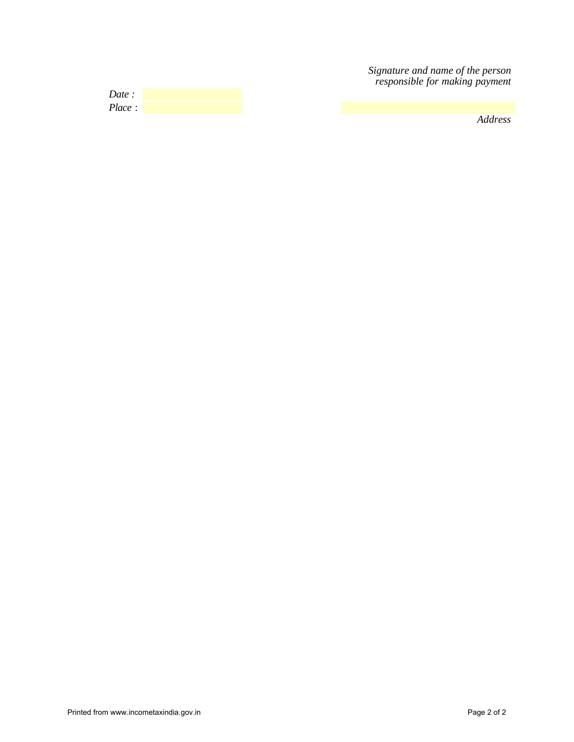*Signature and name of the person responsible for making payment*

*Date :* 

*Place :* 

*Address*